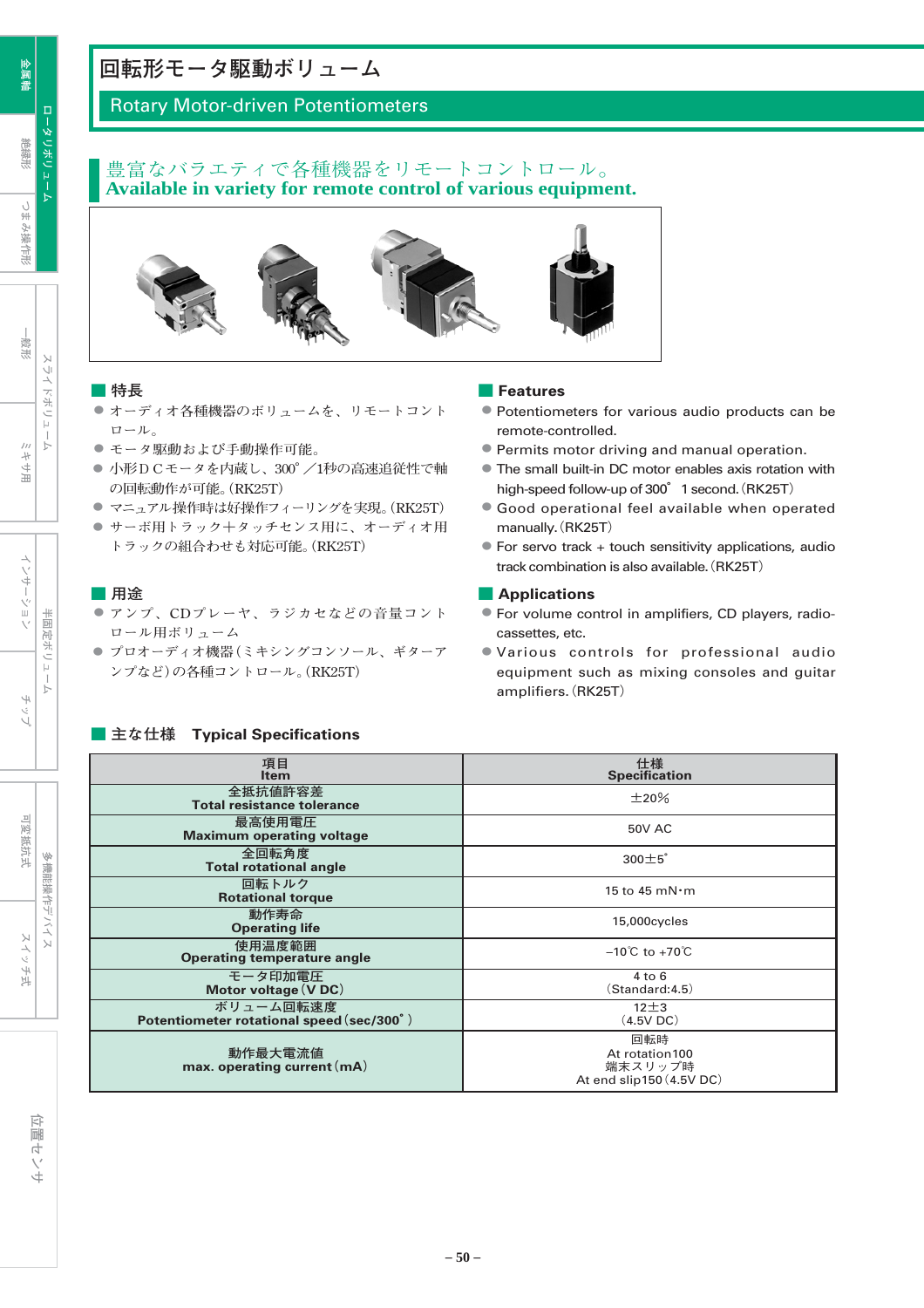# 回転形モータ駆動ボリューム

## Rotary Motor-driven Potentiometers

### 豊富なバラエティで各種機器をリモートコントロール。
### Available in variety for remote control of various equipment.

## 特長

- オーディオ各種機器のボリュームを、リモートコントロール。
- モータ駆動および手動操作可能。
- 小形DCモータを内蔵し、300°／1秒の高速追従性で軸の回転動作が可能。(RK25T)
- マニュアル操作時は好操作フィーリングを実現。(RK25T)
- サーボ用トラック＋タッチセンス用に、オーディオ用トラックの組合わせも対応可能。(RK25T)

## Features

- Potentiometers for various audio products can be remote-controlled.
- Permits motor driving and manual operation.
- The small built-in DC motor enables axis rotation with high-speed follow-up of 300° 1 second. (RK25T)
- Good operational feel available when operated manually. (RK25T)
- For servo track + touch sensitivity applications, audio track combination is also available. (RK25T)

## 用途

- アンプ、CDプレーヤ、ラジカセなどの音量コントロール用ボリューム
- プロオーディオ機器(ミキシングコンソール、ギターアンプなど)の各種コントロール。(RK25T)

## Applications

- For volume control in amplifiers, CD players, radio-cassettes, etc.
- Various controls for professional audio equipment such as mixing consoles and guitar amplifiers. (RK25T)

## 主な仕様　Typical Specifications

| 項目<br>Item | 仕様<br>Specification |
| --- | --- |
| 全抵抗値許容差<br>Total resistance tolerance | ±20% |
| 最高使用電圧<br>Maximum operating voltage | 50V AC |
| 全回転角度<br>Total rotational angle | 300±5° |
| 回転トルク<br>Rotational torque | 15 to 45 mN·m |
| 動作寿命<br>Operating life | 15,000cycles |
| 使用温度範囲<br>Operating temperature angle | −10℃ to +70℃ |
| モータ印加電圧<br>Motor voltage (V DC) | 4 to 6<br>(Standard:4.5) |
| ボリューム回転速度<br>Potentiometer rotational speed (sec/300°) | 12±3<br>(4.5V DC) |
| 動作最大電流値<br>max. operating current (mA) | 回転時<br>At rotation100<br>端末スリップ時<br>At end slip150 (4.5V DC) |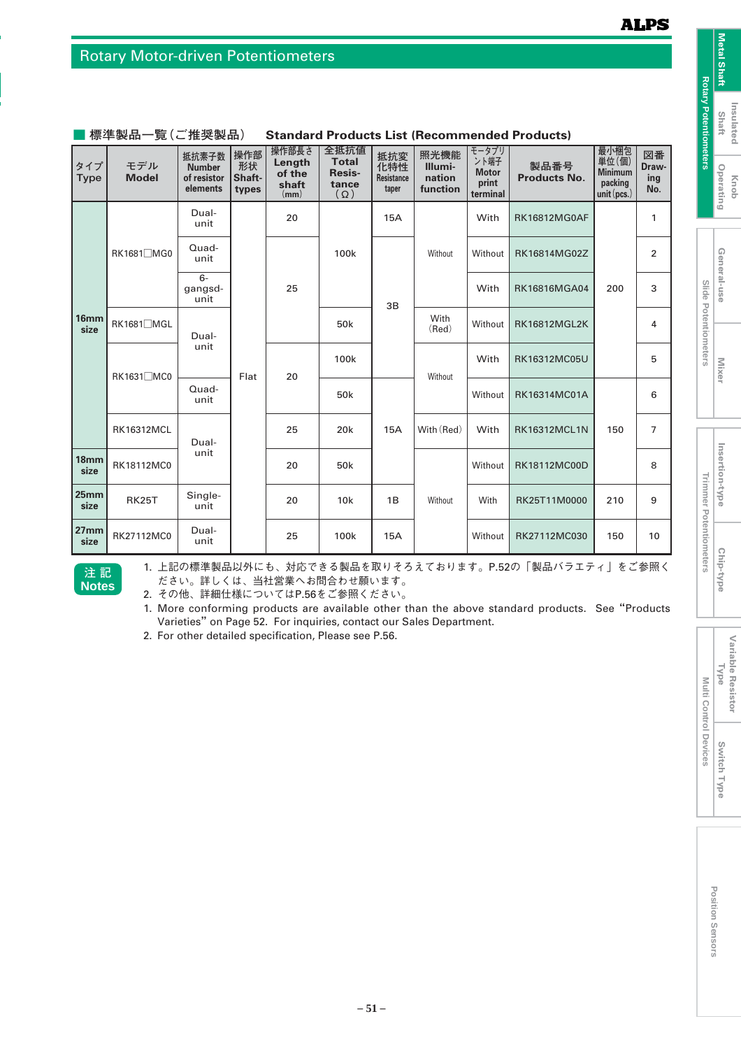## Rotary Motor-driven Potentiometers

### ■ 標準製品一覧（ご推奨製品）　Standard Products List (Recommended Products)

| タイプ Type | モデル Model | 抵抗素子数 Number of resistor elements | 操作部形状 Shaft-types | 操作部長さ Length of the shaft (mm) | 全抵抗値 Total Resistance (Ω) | 抵抗変化特性 Resistance taper | 照光機能 Illumination function | モータプリント端子 Motor print terminal | 製品番号 Products No. | 最小梱包単位(個) Minimum packing unit (pcs.) | 図番 Drawing No. |
|---|---|---|---|---|---|---|---|---|---|---|---|
| 16mm size | RK1681□MG0 | Dual-unit | Flat | 20 | 100k | 15A | Without | With | RK16812MG0AF | 200 | 1 |
| 16mm size | RK1681□MG0 | Quad-unit | Flat | 25 | 100k | 3B | Without | Without | RK16814MG02Z | 200 | 2 |
| 16mm size | RK1681□MG0 | 6-gangsd-unit | Flat | 25 | 100k | 3B | Without | With | RK16816MGA04 | 200 | 3 |
| 16mm size | RK1681□MGL | Dual-unit | Flat | 25 | 50k | 3B | With (Red) | Without | RK16812MGL2K | 200 | 4 |
| 16mm size | RK1631□MC0 | Dual-unit | Flat | 20 | 100k | 3B | Without | With | RK16312MC05U | 200 | 5 |
| 16mm size | RK1631□MC0 | Quad-unit | Flat | 20 | 50k | 15A | Without | Without | RK16314MC01A | 150 | 6 |
| 16mm size | RK16312MCL | Dual-unit | Flat | 25 | 20k | 15A | With (Red) | With | RK16312MCL1N | 150 | 7 |
| 18mm size | RK18112MC0 | Dual-unit | Flat | 20 | 50k | 15A | Without | Without | RK18112MC00D | 150 | 8 |
| 25mm size | RK25T | Single-unit | Flat | 20 | 10k | 1B | Without | With | RK25T11M0000 | 210 | 9 |
| 27mm size | RK27112MC0 | Dual-unit | Flat | 25 | 100k | 15A | Without | Without | RK27112MC030 | 150 | 10 |

**注 記 Notes**

1. 上記の標準製品以外にも、対応できる製品を取りそろえております。P.52の「製品バラエティ」をご参照ください。詳しくは、当社営業へお問合わせ願います。
2. その他、詳細仕様についてはP.56をご参照ください。

1. More conforming products are available other than the above standard products. See "Products Varieties" on Page 52. For inquiries, contact our Sales Department.
2. For other detailed specification, Please see P.56.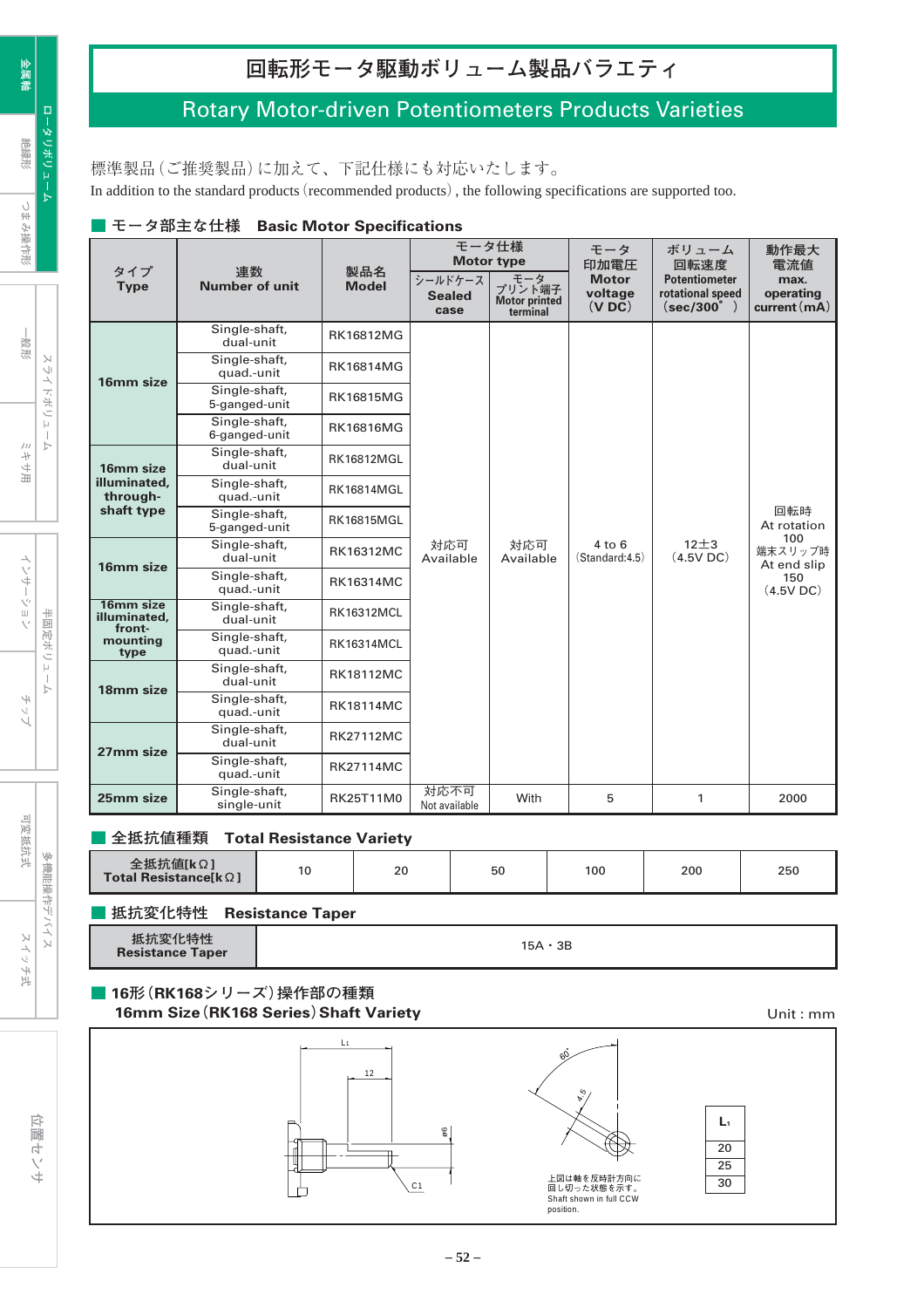# 回転形モータ駆動ボリューム製品バラエティ

## Rotary Motor-driven Potentiometers Products Varieties

標準製品（ご推奨製品）に加えて、下記仕様にも対応いたします。
In addition to the standard products (recommended products), the following specifications are supported too.

### ■ モータ部主な仕様　Basic Motor Specifications

| タイプ Type | 連数 Number of unit | 製品名 Model | モータ仕様 Motor type シールドケース Sealed case | モータ仕様 Motor type モータプリント端子 Motor printed terminal | モータ印加電圧 Motor voltage (V DC) | ボリューム回転速度 Potentiometer rotational speed (sec/300°) | 動作最大電流値 max. operating current (mA) |
|---|---|---|---|---|---|---|---|
| 16mm size | Single-shaft, dual-unit | RK16812MG | 対応可 Available | 対応可 Available | 4 to 6 (Standard:4.5) | 12±3 (4.5V DC) | 回転時 At rotation 100 端末スリップ時 At end slip 150 (4.5V DC) |
| | Single-shaft, quad.-unit | RK16814MG | | | | | |
| | Single-shaft, 5-ganged-unit | RK16815MG | | | | | |
| | Single-shaft, 6-ganged-unit | RK16816MG | | | | | |
| 16mm size illuminated, through-shaft type | Single-shaft, dual-unit | RK16812MGL | | | | | |
| | Single-shaft, quad.-unit | RK16814MGL | | | | | |
| | Single-shaft, 5-ganged-unit | RK16815MGL | | | | | |
| 16mm size | Single-shaft, dual-unit | RK16312MC | | | | | |
| | Single-shaft, quad.-unit | RK16314MC | | | | | |
| 16mm size illuminated, front-mounting type | Single-shaft, dual-unit | RK16312MCL | | | | | |
| | Single-shaft, quad.-unit | RK16314MCL | | | | | |
| 18mm size | Single-shaft, dual-unit | RK18112MC | | | | | |
| | Single-shaft, quad.-unit | RK18114MC | | | | | |
| 27mm size | Single-shaft, dual-unit | RK27112MC | | | | | |
| | Single-shaft, quad.-unit | RK27114MC | | | | | |
| 25mm size | Single-shaft, single-unit | RK25T11M0 | 対応不可 Not available | With | 5 | 1 | 2000 |

### ■ 全抵抗値種類　Total Resistance Variety

| 全抵抗値[kΩ] Total Resistance[kΩ] | 10 | 20 | 50 | 100 | 200 | 250 |
|---|---|---|---|---|---|---|

### ■ 抵抗変化特性　Resistance Taper

| 抵抗変化特性 Resistance Taper | 15A・3B |
|---|---|

### ■ 16形（RK168シリーズ）操作部の種類
**16mm Size（RK168 Series）Shaft Variety**

Unit : mm

L₁, 12, φ6, C1, 60°, 4.5

上図は軸を反時計方向に回し切った状態を示す。
Shaft shown in full CCW position.

| L₁ |
|---|
| 20 |
| 25 |
| 30 |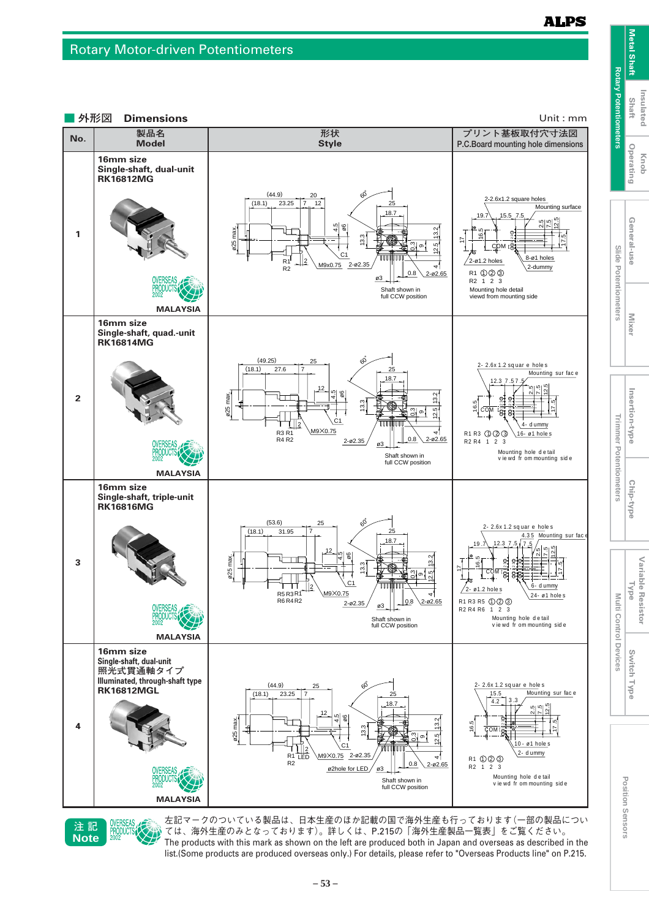# Rotary Motor-driven Potentiometers

## 外形図 Dimensions

Unit : mm

| No. | 製品名 Model | 形状 Style | プリント基板取付穴寸法図 P.C.Board mounting hole dimensions |
|---|---|---|---|
| 1 | 16mm size Single-shaft, dual-unit **RK16812MG** MALAYSIA | Shaft shown in full CCW position | Mounting hole detail viewd from mounting side |
| 2 | 16mm size Single-shaft, quad.-unit **RK16814MG** MALAYSIA | Shaft shown in full CCW position | Mounting hole detail viewd from mounting side |
| 3 | 16mm size Single-shaft, triple-unit **RK16816MG** MALAYSIA | Shaft shown in full CCW position | Mounting hole detail viewd from mounting side |
| 4 | 16mm size Single-shaft, dual-unit 照光式貫通軸タイプ Illuminated, through-shaft type **RK16812MGL** MALAYSIA | Shaft shown in full CCW position | Mounting hole detail viewd from mounting side |

**注記 Note**

左記マークのついている製品は、日本生産のほか記載の国で海外生産も行っております(一部の製品については、海外生産のみとなっております)。詳しくは、P.215の「海外生産製品一覧表」をご覧ください。
The products with this mark as shown on the left are produced both in Japan and overseas as described in the list.(Some products are produced overseas only.) For details, please refer to "Overseas Products line" on P.215.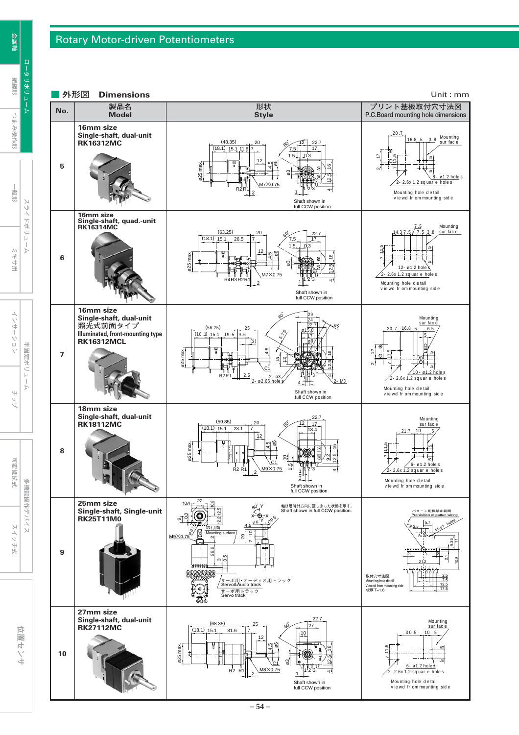# Rotary Motor-driven Potentiometers

## ■ 外形図　Dimensions

Unit : mm

| No. | 製品名 Model | 形状 Style | プリント基板取付穴寸法図 P.C.Board mounting hole dimensions |
|---|---|---|---|
| 5 | **16mm size Single-shaft, dual-unit RK16312MC** | Shaft shown in full CCW position | Mounting hole detail viewd from mounting side |
| 6 | **16mm size Single-shaft, quad.-unit RK16314MC** | Shaft shown in full CCW position | Mounting hole detail viewd from mounting side |
| 7 | **16mm size Single-shaft, dual-unit 照光式前面タイプ Illuminated, front-mounting type RK16312MCL** | Shaft shown in full CCW position | Mounting hole detail viewd from mounting side |
| 8 | **18mm size Single-shaft, dual-unit RK18112MC** | Shaft shown in full CCW position | Mounting hole detail viewd from mounting side |
| 9 | **25mm size Single-shaft, Single-unit RK25T11M0** | 軸は反時計方向に回しきった状態を示す。Shaft shown in full CCW position. サーボ用・オーディオ用トラック Servo&Audio track　サーボ用トラック Servo track | パターン配線禁止範囲 Prohibition of pattern wiring　取付穴寸法図 Mounting hole detail Viewed from mounting side 板厚 T=1.6 |
| 10 | **27mm size Single-shaft, dual-unit RK27112MC** | Shaft shown in full CCW position | Mounting hole detail viewd from mounting side |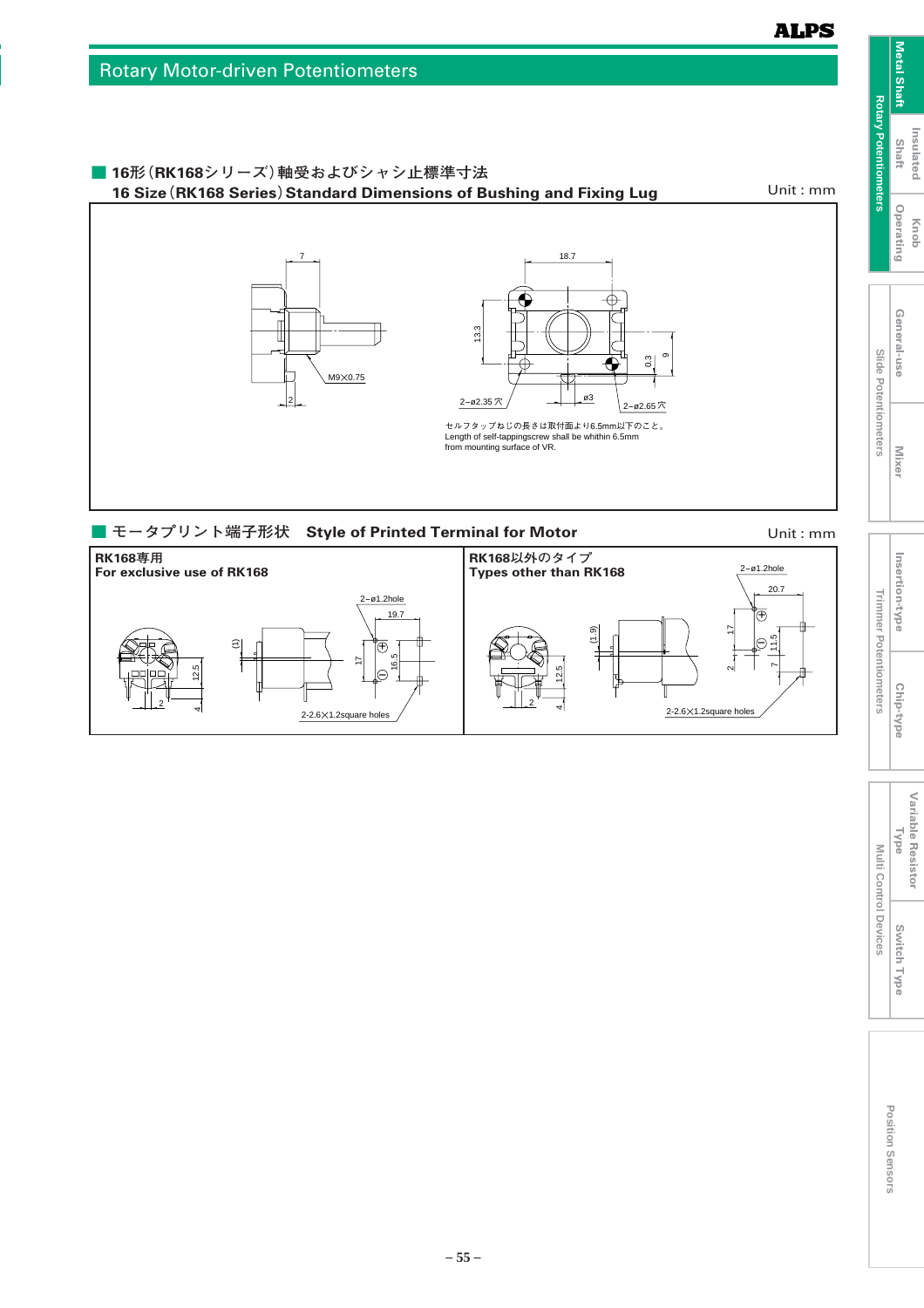# Rotary Motor-driven Potentiometers

## 16形（RK168シリーズ）軸受およびシャシ止標準寸法
## 16 Size (RK168 Series) Standard Dimensions of Bushing and Fixing Lug

Unit : mm

7

M9×0.75

2

18.7

13.3

0.3

9

2−ø2.35 穴

ø3

2−ø2.65 穴

セルフタップねじの長さは取付面より6.5mm以下のこと。
Length of self-tappingscrew shall be whithin 6.5mm from mounting surface of VR.

## モータプリント端子形状　Style of Printed Terminal for Motor

Unit : mm

**RK168専用**
**For exclusive use of RK168**

12.5

2

4

(1)

2−ø1.2hole

19.7

17

16.5

2-2.6×1.2square holes

**RK168以外のタイプ**
**Types other than RK168**

2−ø1.2hole

20.7

(1.9)

12.5

2

4

17

11.5

2

7

2-2.6×1.2square holes